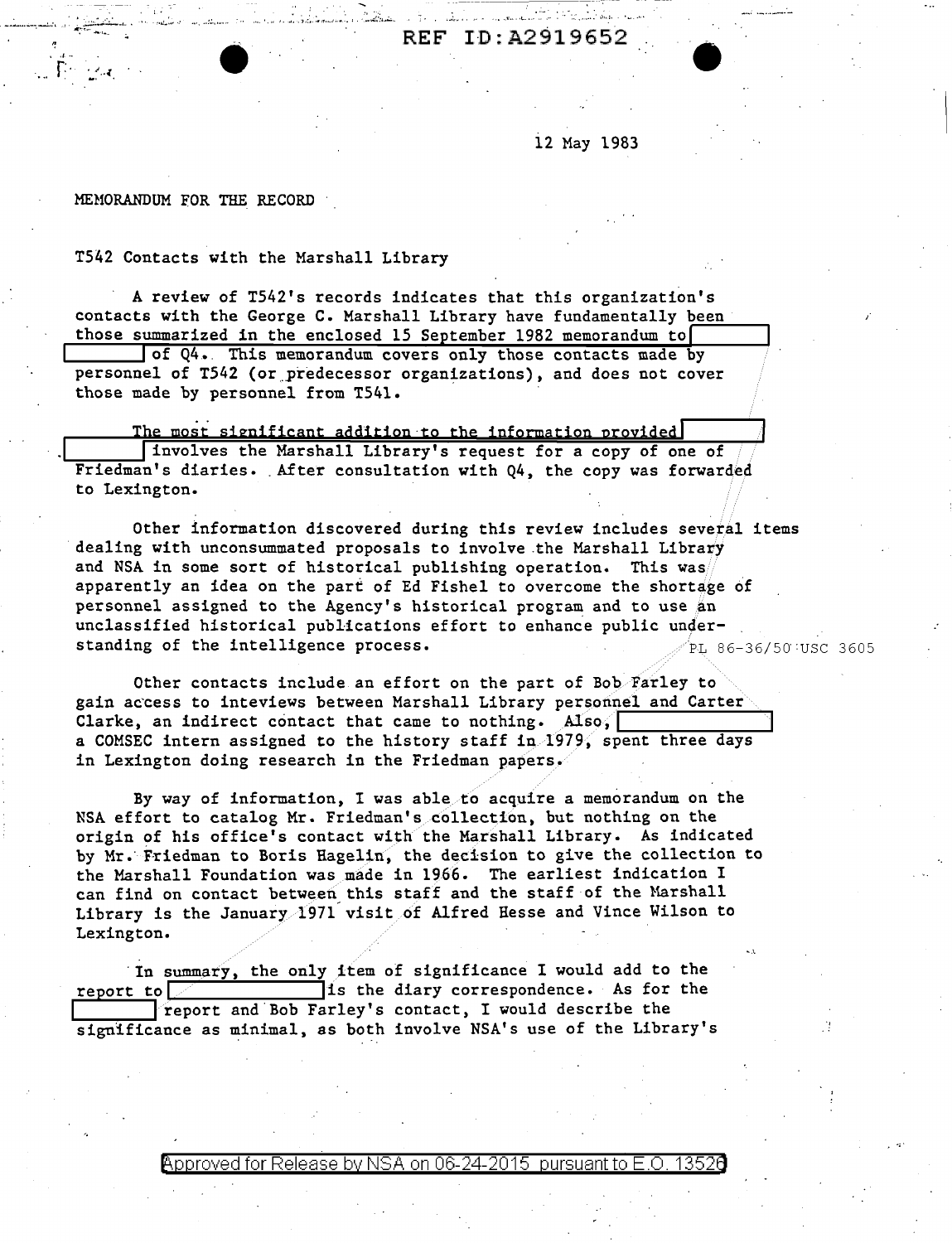REF ID:A2919652

12 May 1983

MEMORANDUM FOR THE RECORD

T542 Contacts with the Marshall Library

A review of T542's records indicates that this organization's contacts with the George C. Marshall Library have fundamentally been those summarized in the enclosed 15 September 1982 memorandum to [ ] of Q4. This memorandum covers only those contacts made by personnel of T542 (or predecessor organizations), and does not cover those made by personnel from T541.

The most significant addition to the information provided [ ] involves the Marshall Library's request for a copy of one of Friedman's diaries. After consultation with Q4, the copy was forwarded to Lexington.

Other information discovered during this review includes several items dealing with unconsummated proposals to involve the Marshall Library and NSA in some sort of historical publishing operation. This was apparently an idea on the part of Ed Fishel to overcome the shortage of personnel assigned to the Agency's historical program and to use an unclassified historical publications effort to enhance public understanding of the intelligence process.

PL 86-36/50 USC 3605

Other contacts include an effort on the part of Bob Farley to gain access to inteviews between Marshall Library personnel and Carter Clarke, an indirect contact that came to nothing. Also, [ ] a COMSEC intern assigned to the history staff in 1979, spent three days in Lexington doing research in the Friedman papers.

By way of information, I was able to acquire a memorandum on the NSA effort to catalog Mr. Friedman's collection, but nothing on the origin of his office's contact with the Marshall Library. As indicated by Mr. Friedman to Boris Hagelin, the decision to give the collection to the Marshall Foundation was made in 1966. The earliest indication I can find on contact between this staff and the staff of the Marshall Library is the January 1971 visit of Alfred Hesse and Vince Wilson to Lexington.

In summary, the only item of significance I would add to the report to [ ] is the diary correspondence. As for the [ ] report and Bob Farley's contact, I would describe the significance as minimal, as both involve NSA's use of the Library's

Approved for Release by NSA on 06-24-2015 pursuant to E.O. 13526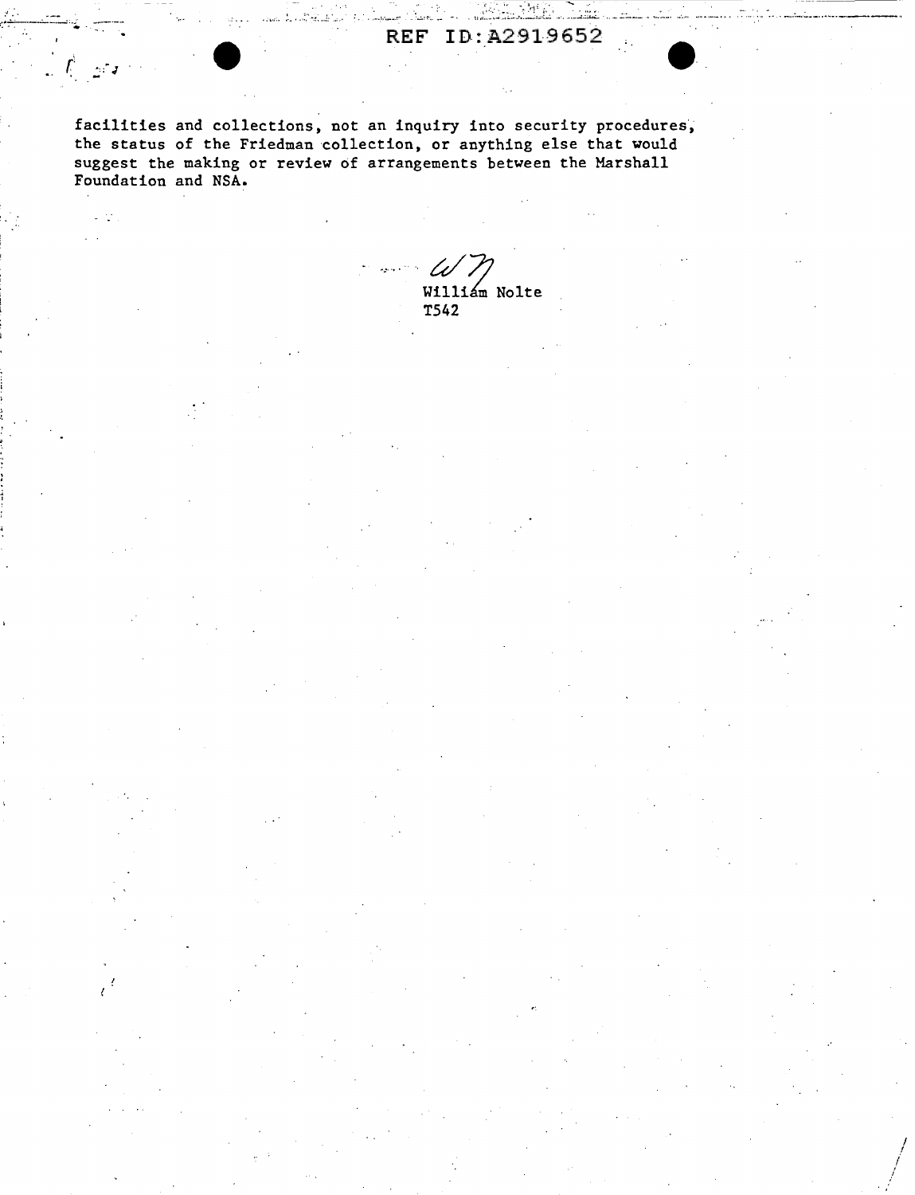facilities and collections, not an inquiry into security procedures, the status of the Friedman collection, or anything else that would suggest the making or review of arrangements between the Marshall Foundation and NSA.

WN
William Nolte
T542